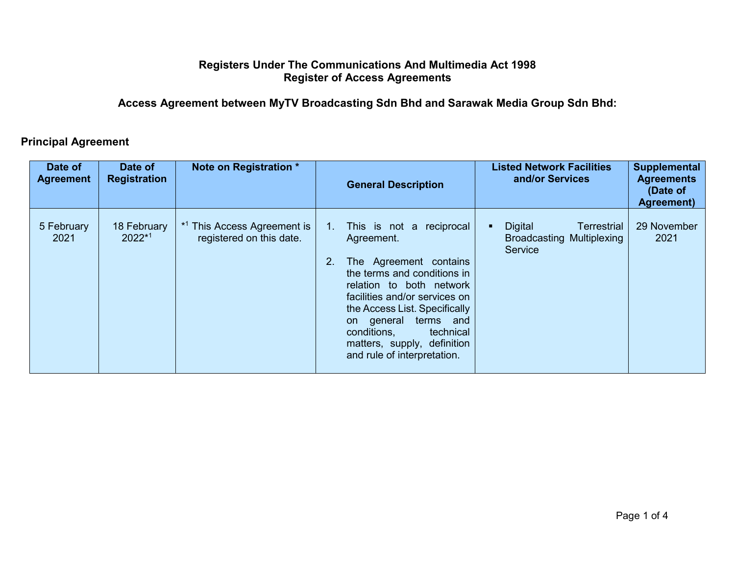# Registers Under The Communications And Multimedia Act 1998
# Register of Access Agreements

## Access Agreement between MyTV Broadcasting Sdn Bhd and Sarawak Media Group Sdn Bhd:

### Principal Agreement

| Date of Agreement | Date of Registration | Note on Registration * | General Description | Listed Network Facilities and/or Services | Supplemental Agreements (Date of Agreement) |
| --- | --- | --- | --- | --- | --- |
| 5 February 2021 | 18 February 2022*[1] | *[1] This Access Agreement is registered on this date. | 1. This is not a reciprocal Agreement.<br><br>2. The Agreement contains the terms and conditions in relation to both network facilities and/or services on the Access List. Specifically on general terms and conditions, technical matters, supply, definition and rule of interpretation. | ▪ Digital Terrestrial Broadcasting Multiplexing Service | 29 November 2021 |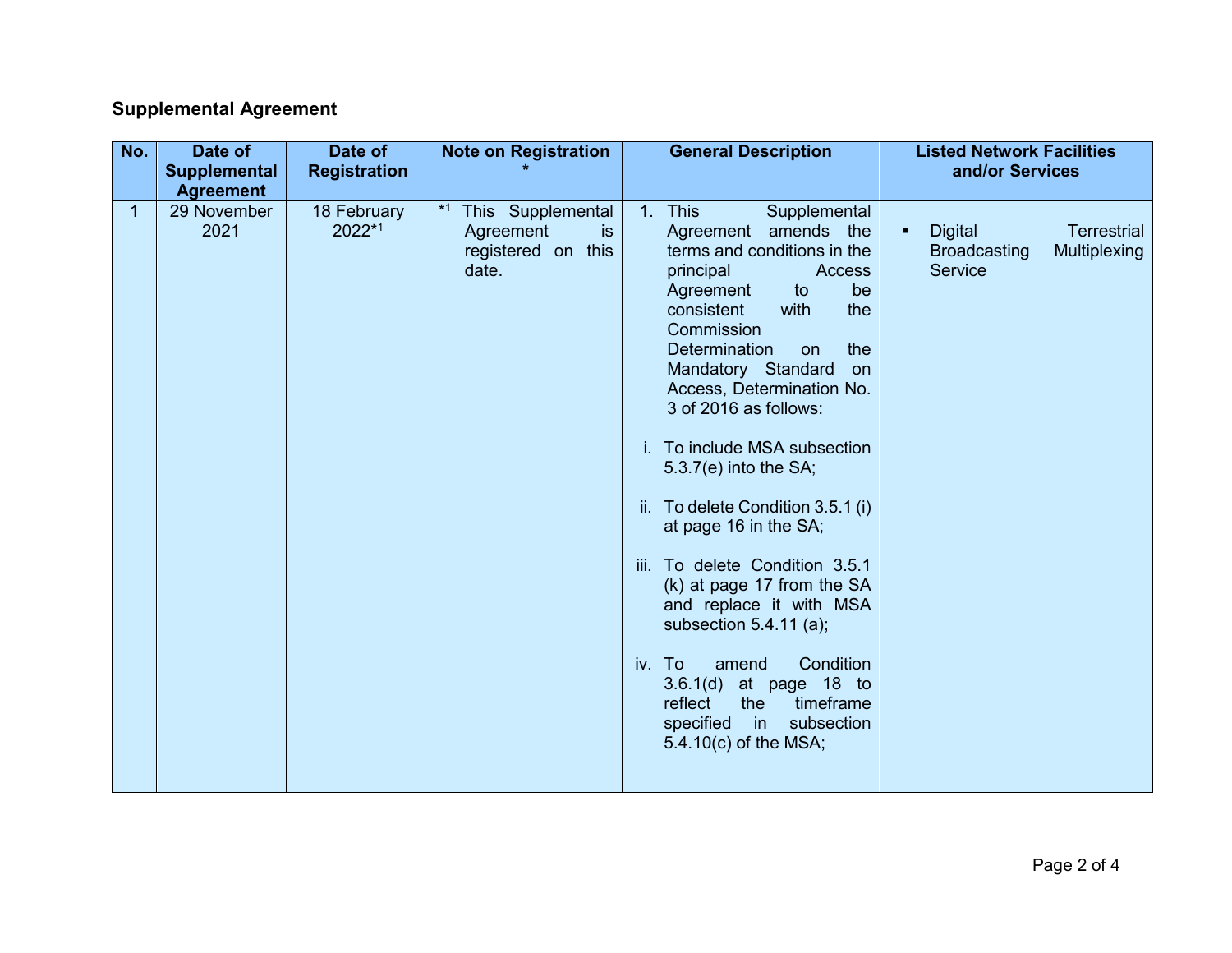## Supplemental Agreement

| No. | Date of Supplemental Agreement | Date of Registration | Note on Registration * | General Description | Listed Network Facilities and/or Services |
|---|---|---|---|---|---|
| 1 | 29 November 2021 | 18 February 2022*[1] | *[1] This Supplemental Agreement is registered on this date. | 1. This Supplemental Agreement amends the terms and conditions in the principal Access Agreement to be consistent with the Commission Determination on the Mandatory Standard on Access, Determination No. 3 of 2016 as follows:<br><br>i. To include MSA subsection 5.3.7(e) into the SA;<br><br>ii. To delete Condition 3.5.1 (i) at page 16 in the SA;<br><br>iii. To delete Condition 3.5.1 (k) at page 17 from the SA and replace it with MSA subsection 5.4.11 (a);<br><br>iv. To amend Condition 3.6.1(d) at page 18 to reflect the timeframe specified in subsection 5.4.10(c) of the MSA; | ▪ Digital Terrestrial Broadcasting Multiplexing Service |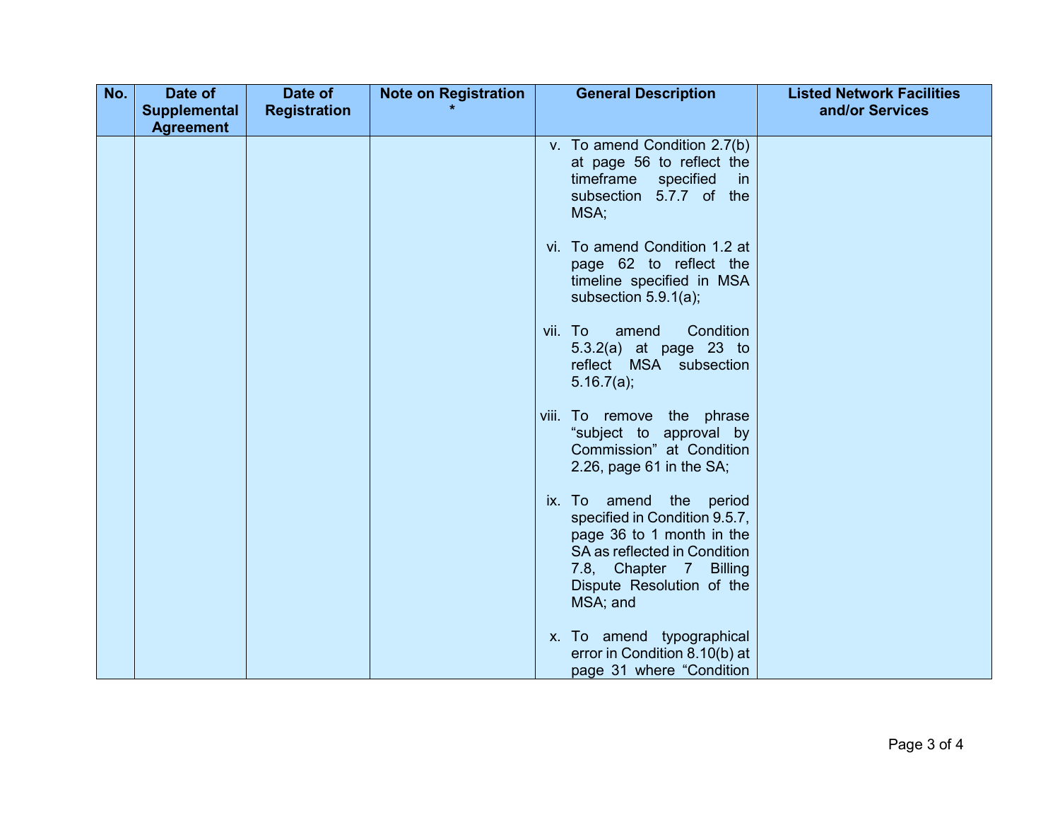| No. | Date of Supplemental Agreement | Date of Registration | Note on Registration * | General Description | Listed Network Facilities and/or Services |
|---|---|---|---|---|---|
| | | | | v. To amend Condition 2.7(b) at page 56 to reflect the timeframe specified in subsection 5.7.7 of the MSA;<br><br>vi. To amend Condition 1.2 at page 62 to reflect the timeline specified in MSA subsection 5.9.1(a);<br><br>vii. To amend Condition 5.3.2(a) at page 23 to reflect MSA subsection 5.16.7(a);<br><br>viii. To remove the phrase "subject to approval by Commission" at Condition 2.26, page 61 in the SA;<br><br>ix. To amend the period specified in Condition 9.5.7, page 36 to 1 month in the SA as reflected in Condition 7.8, Chapter 7 Billing Dispute Resolution of the MSA; and<br><br>x. To amend typographical error in Condition 8.10(b) at page 31 where "Condition | |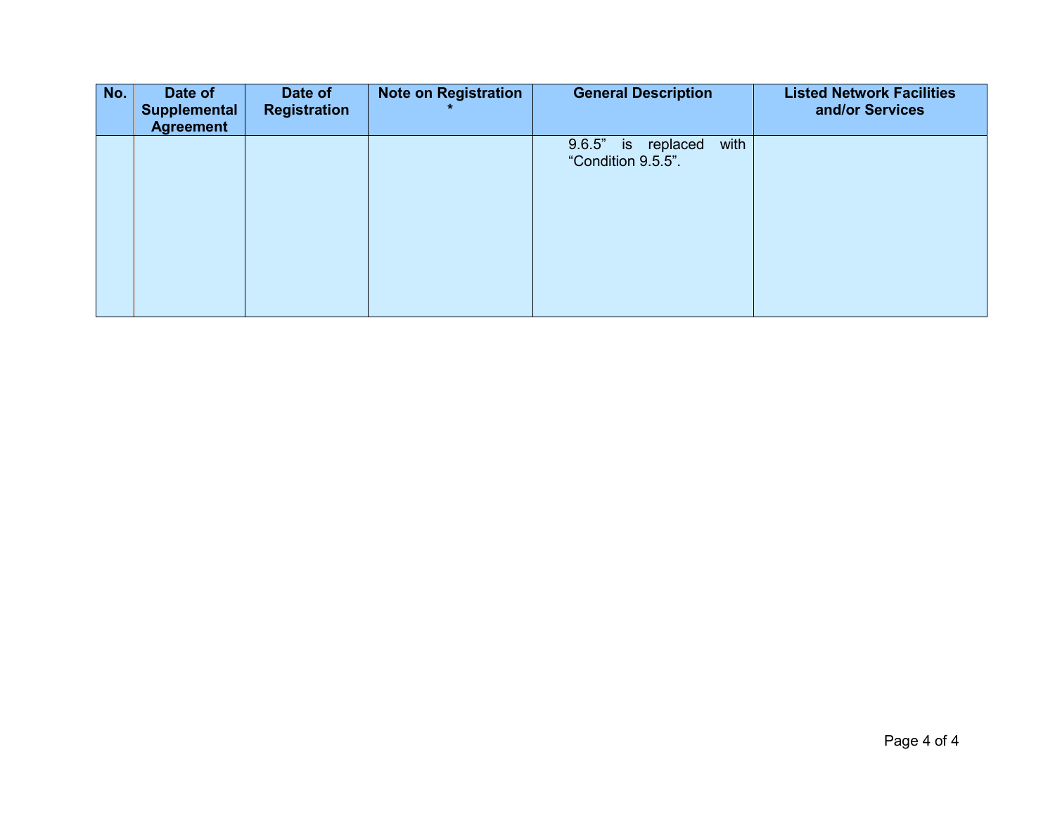| No. | Date of Supplemental Agreement | Date of Registration | Note on Registration * | General Description | Listed Network Facilities and/or Services |
|---|---|---|---|---|---|
| | | | | 9.6.5" is replaced with "Condition 9.5.5". | |